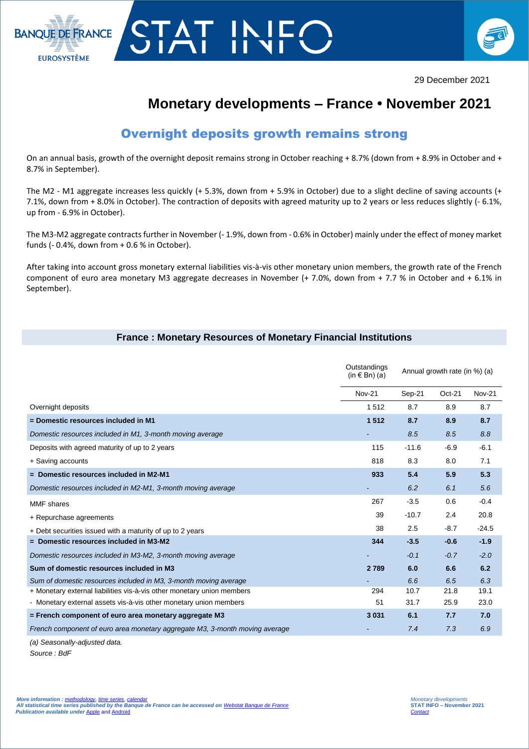BANQUE DE FRANCE
EUROSYSTÈME

# STAT INFO

29 December 2021

# Monetary developments – France • November 2021

## Overnight deposits growth remains strong

On an annual basis, growth of the overnight deposit remains strong in October reaching + 8.7% (down from + 8.9% in October and + 8.7% in September).

The M2 - M1 aggregate increases less quickly (+ 5.3%, down from + 5.9% in October) due to a slight decline of saving accounts (+ 7.1%, down from + 8.0% in October). The contraction of deposits with agreed maturity up to 2 years or less reduces slightly (- 6.1%, up from - 6.9% in October).

The M3-M2 aggregate contracts further in November (- 1.9%, down from - 0.6% in October) mainly under the effect of money market funds (- 0.4%, down from + 0.6 % in October).

After taking into account gross monetary external liabilities vis-à-vis other monetary union members, the growth rate of the French component of euro area monetary M3 aggregate decreases in November (+ 7.0%, down from + 7.7 % in October and + 6.1% in September).

### France : Monetary Resources of Monetary Financial Institutions

| | Outstandings (in € Bn) (a) | Annual growth rate (in %) (a) | | |
|---|---|---|---|---|
| | Nov-21 | Sep-21 | Oct-21 | Nov-21 |
| Overnight deposits | 1 512 | 8.7 | 8.9 | 8.7 |
| **= Domestic resources included in M1** | **1 512** | **8.7** | **8.9** | **8.7** |
| *Domestic resources included in M1, 3-month moving average* | - | *8.5* | *8.5* | *8.8* |
| Deposits with agreed maturity of up to 2 years | 115 | -11.6 | -6.9 | -6.1 |
| + Saving accounts | 818 | 8.3 | 8.0 | 7.1 |
| **= Domestic resources included in M2-M1** | **933** | **5.4** | **5.9** | **5.3** |
| *Domestic resources included in M2-M1, 3-month moving average* | - | *6.2* | *6.1* | *5.6* |
| MMF shares | 267 | -3.5 | 0.6 | -0.4 |
| + Repurchase agreements | 39 | -10.7 | 2.4 | 20.8 |
| + Debt securities issued with a maturity of up to 2 years | 38 | 2.5 | -8.7 | -24.5 |
| **= Domestic resources included in M3-M2** | **344** | **-3.5** | **-0.6** | **-1.9** |
| *Domestic resources included in M3-M2, 3-month moving average* | - | *-0.1* | *-0.7* | *-2.0* |
| **Sum of domestic resources included in M3** | **2 789** | **6.0** | **6.6** | **6.2** |
| *Sum of domestic resources included in M3, 3-month moving average* | - | *6.6* | *6.5* | *6.3* |
| + Monetary external liabilities vis-à-vis other monetary union members | 294 | 10.7 | 21.8 | 19.1 |
| - Monetary external assets vis-à-vis other monetary union members | 51 | 31.7 | 25.9 | 23.0 |
| **= French component of euro area monetary aggregate M3** | **3 031** | **6.1** | **7.7** | **7.0** |
| *French component of euro area monetary aggregate M3, 3-month moving average* | - | *7.4* | *7.3* | *6.9* |

*(a) Seasonally-adjusted data.*

*Source : BdF*

*More information : methodology, time series, calendar*
*All statistical time series published by the Banque de France can be accessed on Webstat Banque de France*
*Publication available under Apple and Android*

*Monetary developments*
**STAT INFO – November 2021**
*Contact*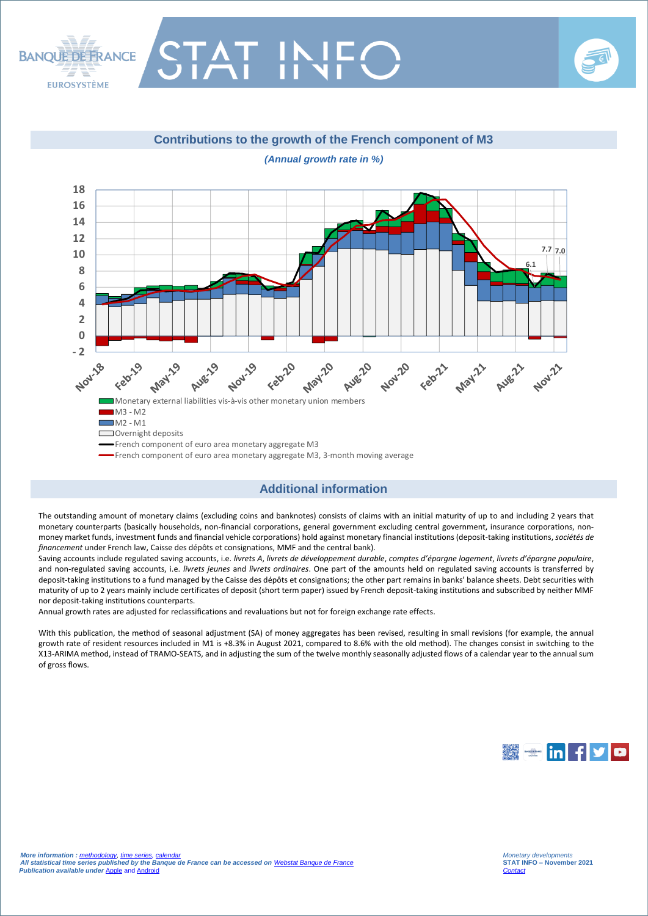## Contributions to the growth of the French component of M3

*(Annual growth rate in %)*

18
16
14
12
10
8
6
4
2
0
- 2

7.7 7.0
6.1

Nov-18 Feb-19 May-19 Aug-19 Nov-19 Feb-20 May-20 Aug-20 Nov-20 Feb-21 May-21 Aug-21 Nov-21

Monetary external liabilities vis-à-vis other monetary union members
M3 - M2
M2 - M1
Overnight deposits
French component of euro area monetary aggregate M3
French component of euro area monetary aggregate M3, 3-month moving average

## Additional information

The outstanding amount of monetary claims (excluding coins and banknotes) consists of claims with an initial maturity of up to and including 2 years that monetary counterparts (basically households, non-financial corporations, general government excluding central government, insurance corporations, non-money market funds, investment funds and financial vehicle corporations) hold against monetary financial institutions (deposit-taking institutions, *sociétés de financement* under French law, Caisse des dépôts et consignations, MMF and the central bank).

Saving accounts include regulated saving accounts, i.e. *livrets A*, *livrets de développement durable*, *comptes d'épargne logement*, *livrets d'épargne populaire*, and non-regulated saving accounts, i.e. *livrets jeunes* and *livrets ordinaires*. One part of the amounts held on regulated saving accounts is transferred by deposit-taking institutions to a fund managed by the Caisse des dépôts et consignations; the other part remains in banks' balance sheets. Debt securities with maturity of up to 2 years mainly include certificates of deposit (short term paper) issued by French deposit-taking institutions and subscribed by neither MMF nor deposit-taking institutions counterparts.

Annual growth rates are adjusted for reclassifications and revaluations but not for foreign exchange rate effects.

With this publication, the method of seasonal adjustment (SA) of money aggregates has been revised, resulting in small revisions (for example, the annual growth rate of resident resources included in M1 is +8.3% in August 2021, compared to 8.6% with the old method). The changes consist in switching to the X13-ARIMA method, instead of TRAMO-SEATS, and in adjusting the sum of the twelve monthly seasonally adjusted flows of a calendar year to the annual sum of gross flows.

*More information : methodology, time series, calendar*
*All statistical time series published by the Banque de France can be accessed on Webstat Banque de France*
*Publication available under Apple and Android*

*Monetary developments*
**STAT INFO – November 2021**
*Contact*